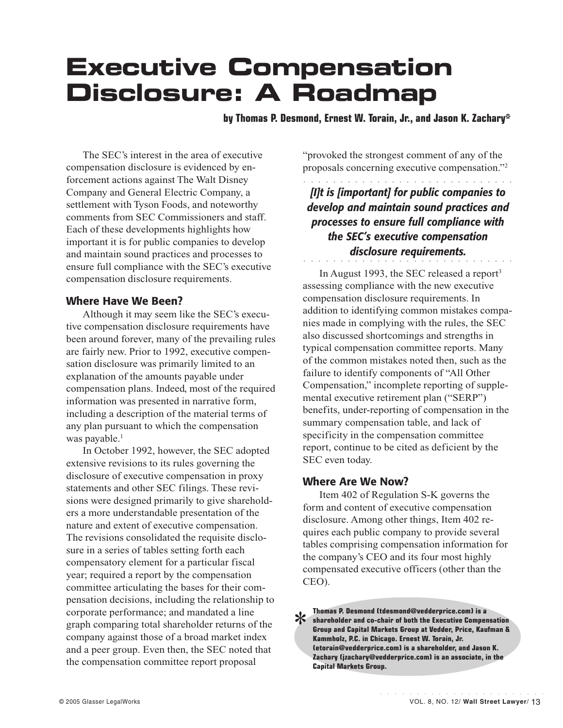# Executive Compensation Disclosure: A Roadmap

**by Thomas P. Desmond, Ernest W. Torain, Jr., and Jason K. Zachary***

The SEC's interest in the area of executive compensation disclosure is evidenced by enforcement actions against The Walt Disney Company and General Electric Company, a settlement with Tyson Foods, and noteworthy comments from SEC Commissioners and staff. Each of these developments highlights how important it is for public companies to develop and maintain sound practices and processes to ensure full compliance with the SEC's executive compensation disclosure requirements.

## Where Have We Been?

Although it may seem like the SEC's executive compensation disclosure requirements have been around forever, many of the prevailing rules are fairly new. Prior to 1992, executive compensation disclosure was primarily limited to an explanation of the amounts payable under compensation plans. Indeed, most of the required information was presented in narrative form, including a description of the material terms of any plan pursuant to which the compensation was payable.[1]

In October 1992, however, the SEC adopted extensive revisions to its rules governing the disclosure of executive compensation in proxy statements and other SEC filings. These revisions were designed primarily to give shareholders a more understandable presentation of the nature and extent of executive compensation. The revisions consolidated the requisite disclosure in a series of tables setting forth each compensatory element for a particular fiscal year; required a report by the compensation committee articulating the bases for their compensation decisions, including the relationship to corporate performance; and mandated a line graph comparing total shareholder returns of the company against those of a broad market index and a peer group. Even then, the SEC noted that the compensation committee report proposal "provoked the strongest comment of any of the proposals concerning executive compensation."[2]

> ***[I]t is [important] for public companies to develop and maintain sound practices and processes to ensure full compliance with the SEC's executive compensation disclosure requirements.***

In August 1993, the SEC released a report[3] assessing compliance with the new executive compensation disclosure requirements. In addition to identifying common mistakes companies made in complying with the rules, the SEC also discussed shortcomings and strengths in typical compensation committee reports. Many of the common mistakes noted then, such as the failure to identify components of "All Other Compensation," incomplete reporting of supplemental executive retirement plan ("SERP") benefits, under-reporting of compensation in the summary compensation table, and lack of specificity in the compensation committee report, continue to be cited as deficient by the SEC even today.

## Where Are We Now?

Item 402 of Regulation S-K governs the form and content of executive compensation disclosure. Among other things, Item 402 requires each public company to provide several tables comprising compensation information for the company's CEO and its four most highly compensated executive officers (other than the CEO).

\* **Thomas P. Desmond (tdesmond@vedderprice.com) is a shareholder and co-chair of both the Executive Compensation Group and Capital Markets Group at Vedder, Price, Kaufman & Kammholz, P.C. in Chicago. Ernest W. Torain, Jr. (etorain@vedderprice.com) is a shareholder, and Jason K. Zachary (jzachary@vedderprice.com) is an associate, in the Capital Markets Group.**

© 2005 Glasser LegalWorks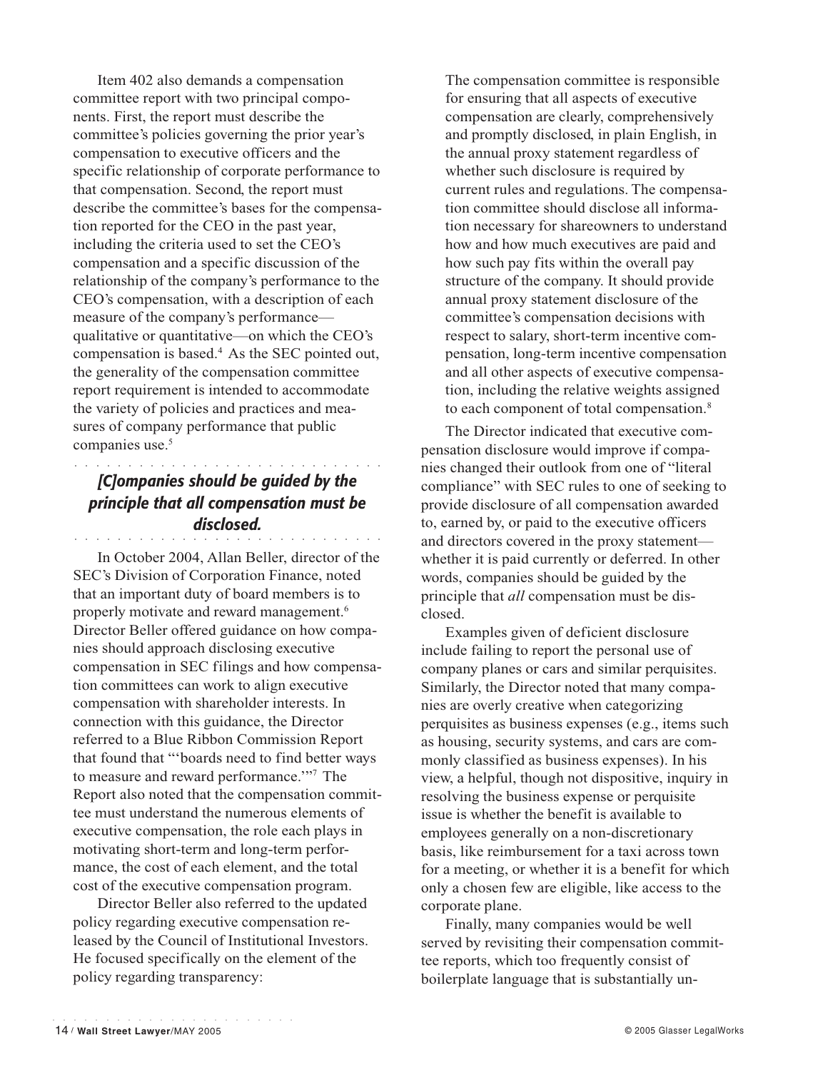Item 402 also demands a compensation committee report with two principal components. First, the report must describe the committee's policies governing the prior year's compensation to executive officers and the specific relationship of corporate performance to that compensation. Second, the report must describe the committee's bases for the compensation reported for the CEO in the past year, including the criteria used to set the CEO's compensation and a specific discussion of the relationship of the company's performance to the CEO's compensation, with a description of each measure of the company's performance—qualitative or quantitative—on which the CEO's compensation is based.[4] As the SEC pointed out, the generality of the compensation committee report requirement is intended to accommodate the variety of policies and practices and measures of company performance that public companies use.[5]

> ***[C]ompanies should be guided by the principle that all compensation must be disclosed.***

In October 2004, Allan Beller, director of the SEC's Division of Corporation Finance, noted that an important duty of board members is to properly motivate and reward management.[6] Director Beller offered guidance on how companies should approach disclosing executive compensation in SEC filings and how compensation committees can work to align executive compensation with shareholder interests. In connection with this guidance, the Director referred to a Blue Ribbon Commission Report that found that "'boards need to find better ways to measure and reward performance.'"[7] The Report also noted that the compensation committee must understand the numerous elements of executive compensation, the role each plays in motivating short-term and long-term performance, the cost of each element, and the total cost of the executive compensation program.

Director Beller also referred to the updated policy regarding executive compensation released by the Council of Institutional Investors. He focused specifically on the element of the policy regarding transparency:

> The compensation committee is responsible for ensuring that all aspects of executive compensation are clearly, comprehensively and promptly disclosed, in plain English, in the annual proxy statement regardless of whether such disclosure is required by current rules and regulations. The compensation committee should disclose all information necessary for shareowners to understand how and how much executives are paid and how such pay fits within the overall pay structure of the company. It should provide annual proxy statement disclosure of the committee's compensation decisions with respect to salary, short-term incentive compensation, long-term incentive compensation and all other aspects of executive compensation, including the relative weights assigned to each component of total compensation.[8]

The Director indicated that executive compensation disclosure would improve if companies changed their outlook from one of "literal compliance" with SEC rules to one of seeking to provide disclosure of all compensation awarded to, earned by, or paid to the executive officers and directors covered in the proxy statement—whether it is paid currently or deferred. In other words, companies should be guided by the principle that *all* compensation must be disclosed.

Examples given of deficient disclosure include failing to report the personal use of company planes or cars and similar perquisites. Similarly, the Director noted that many companies are overly creative when categorizing perquisites as business expenses (e.g., items such as housing, security systems, and cars are commonly classified as business expenses). In his view, a helpful, though not dispositive, inquiry in resolving the business expense or perquisite issue is whether the benefit is available to employees generally on a non-discretionary basis, like reimbursement for a taxi across town for a meeting, or whether it is a benefit for which only a chosen few are eligible, like access to the corporate plane.

Finally, many companies would be well served by revisiting their compensation committee reports, which too frequently consist of boilerplate language that is substantially un-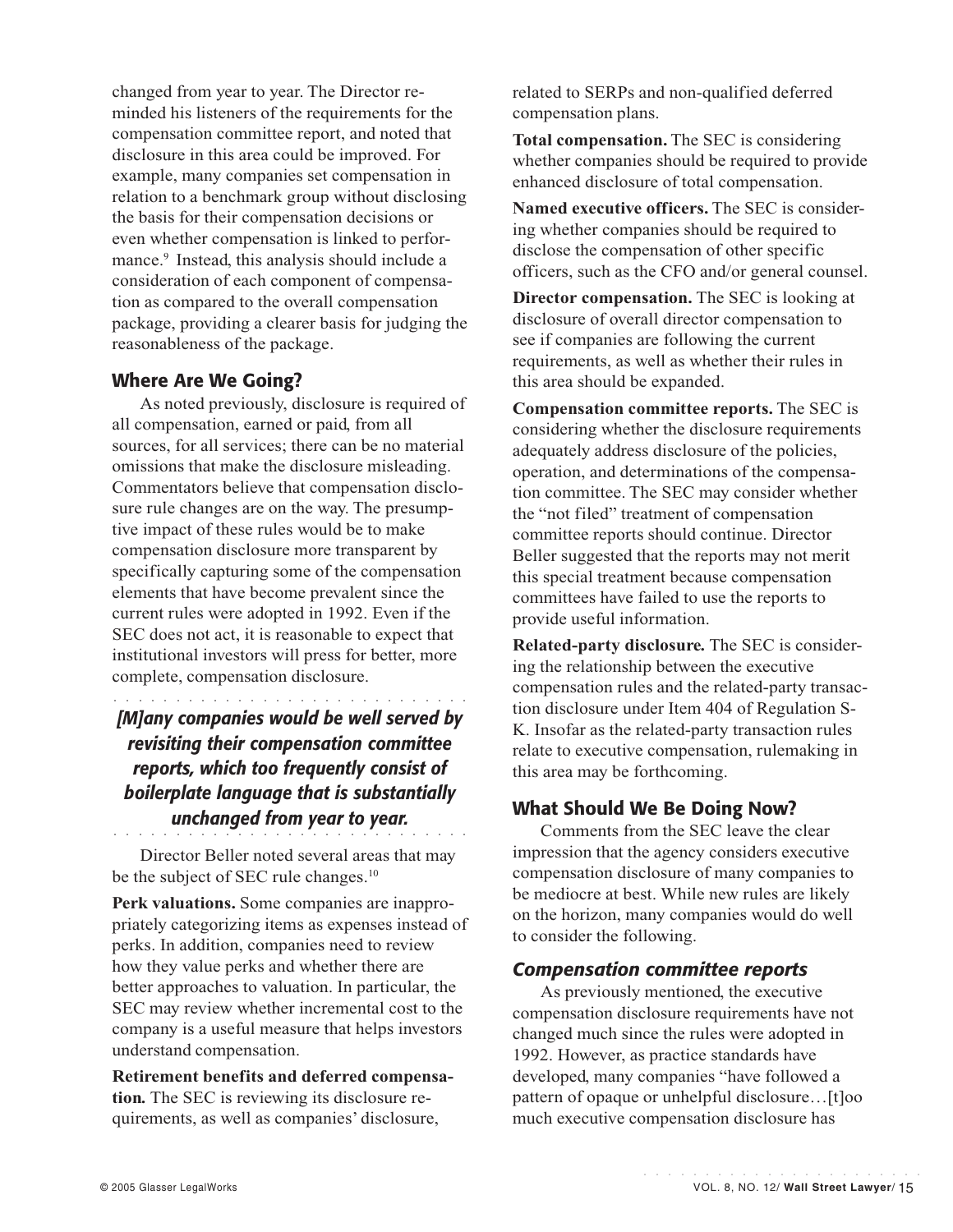changed from year to year. The Director reminded his listeners of the requirements for the compensation committee report, and noted that disclosure in this area could be improved. For example, many companies set compensation in relation to a benchmark group without disclosing the basis for their compensation decisions or even whether compensation is linked to performance.[9] Instead, this analysis should include a consideration of each component of compensation as compared to the overall compensation package, providing a clearer basis for judging the reasonableness of the package.

## Where Are We Going?

As noted previously, disclosure is required of all compensation, earned or paid, from all sources, for all services; there can be no material omissions that make the disclosure misleading. Commentators believe that compensation disclosure rule changes are on the way. The presumptive impact of these rules would be to make compensation disclosure more transparent by specifically capturing some of the compensation elements that have become prevalent since the current rules were adopted in 1992. Even if the SEC does not act, it is reasonable to expect that institutional investors will press for better, more complete, compensation disclosure.

***[M]any companies would be well served by revisiting their compensation committee reports, which too frequently consist of boilerplate language that is substantially unchanged from year to year.***

Director Beller noted several areas that may be the subject of SEC rule changes.[10]

**Perk valuations.** Some companies are inappropriately categorizing items as expenses instead of perks. In addition, companies need to review how they value perks and whether there are better approaches to valuation. In particular, the SEC may review whether incremental cost to the company is a useful measure that helps investors understand compensation.

**Retirement benefits and deferred compensation.** The SEC is reviewing its disclosure requirements, as well as companies' disclosure, related to SERPs and non-qualified deferred compensation plans.

**Total compensation.** The SEC is considering whether companies should be required to provide enhanced disclosure of total compensation.

**Named executive officers.** The SEC is considering whether companies should be required to disclose the compensation of other specific officers, such as the CFO and/or general counsel.

**Director compensation.** The SEC is looking at disclosure of overall director compensation to see if companies are following the current requirements, as well as whether their rules in this area should be expanded.

**Compensation committee reports.** The SEC is considering whether the disclosure requirements adequately address disclosure of the policies, operation, and determinations of the compensation committee. The SEC may consider whether the "not filed" treatment of compensation committee reports should continue. Director Beller suggested that the reports may not merit this special treatment because compensation committees have failed to use the reports to provide useful information.

**Related-party disclosure.** The SEC is considering the relationship between the executive compensation rules and the related-party transaction disclosure under Item 404 of Regulation S-K. Insofar as the related-party transaction rules relate to executive compensation, rulemaking in this area may be forthcoming.

## What Should We Be Doing Now?

Comments from the SEC leave the clear impression that the agency considers executive compensation disclosure of many companies to be mediocre at best. While new rules are likely on the horizon, many companies would do well to consider the following.

### *Compensation committee reports*

As previously mentioned, the executive compensation disclosure requirements have not changed much since the rules were adopted in 1992. However, as practice standards have developed, many companies "have followed a pattern of opaque or unhelpful disclosure…[t]oo much executive compensation disclosure has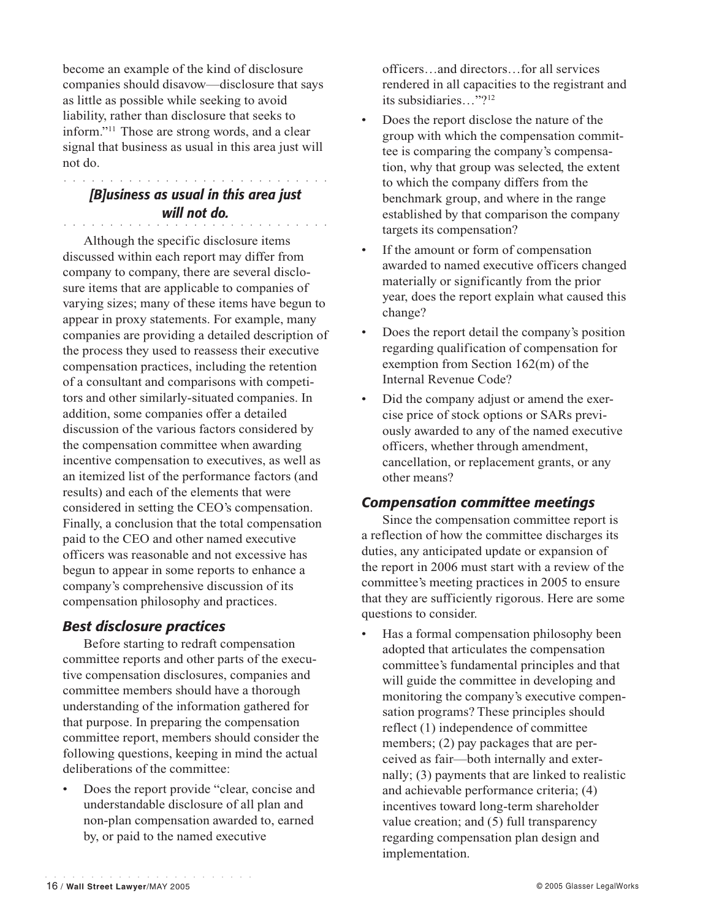become an example of the kind of disclosure companies should disavow—disclosure that says as little as possible while seeking to avoid liability, rather than disclosure that seeks to inform."[11] Those are strong words, and a clear signal that business as usual in this area just will not do.

> ***[B]usiness as usual in this area just will not do.***

Although the specific disclosure items discussed within each report may differ from company to company, there are several disclosure items that are applicable to companies of varying sizes; many of these items have begun to appear in proxy statements. For example, many companies are providing a detailed description of the process they used to reassess their executive compensation practices, including the retention of a consultant and comparisons with competitors and other similarly-situated companies. In addition, some companies offer a detailed discussion of the various factors considered by the compensation committee when awarding incentive compensation to executives, as well as an itemized list of the performance factors (and results) and each of the elements that were considered in setting the CEO's compensation. Finally, a conclusion that the total compensation paid to the CEO and other named executive officers was reasonable and not excessive has begun to appear in some reports to enhance a company's comprehensive discussion of its compensation philosophy and practices.

## *Best disclosure practices*

Before starting to redraft compensation committee reports and other parts of the executive compensation disclosures, companies and committee members should have a thorough understanding of the information gathered for that purpose. In preparing the compensation committee report, members should consider the following questions, keeping in mind the actual deliberations of the committee:

- Does the report provide "clear, concise and understandable disclosure of all plan and non-plan compensation awarded to, earned by, or paid to the named executive officers…and directors…for all services rendered in all capacities to the registrant and its subsidiaries…"?[12]
- Does the report disclose the nature of the group with which the compensation committee is comparing the company's compensation, why that group was selected, the extent to which the company differs from the benchmark group, and where in the range established by that comparison the company targets its compensation?
- If the amount or form of compensation awarded to named executive officers changed materially or significantly from the prior year, does the report explain what caused this change?
- Does the report detail the company's position regarding qualification of compensation for exemption from Section 162(m) of the Internal Revenue Code?
- Did the company adjust or amend the exercise price of stock options or SARs previously awarded to any of the named executive officers, whether through amendment, cancellation, or replacement grants, or any other means?

## *Compensation committee meetings*

Since the compensation committee report is a reflection of how the committee discharges its duties, any anticipated update or expansion of the report in 2006 must start with a review of the committee's meeting practices in 2005 to ensure that they are sufficiently rigorous. Here are some questions to consider.

- Has a formal compensation philosophy been adopted that articulates the compensation committee's fundamental principles and that will guide the committee in developing and monitoring the company's executive compensation programs? These principles should reflect (1) independence of committee members; (2) pay packages that are perceived as fair—both internally and externally; (3) payments that are linked to realistic and achievable performance criteria; (4) incentives toward long-term shareholder value creation; and (5) full transparency regarding compensation plan design and implementation.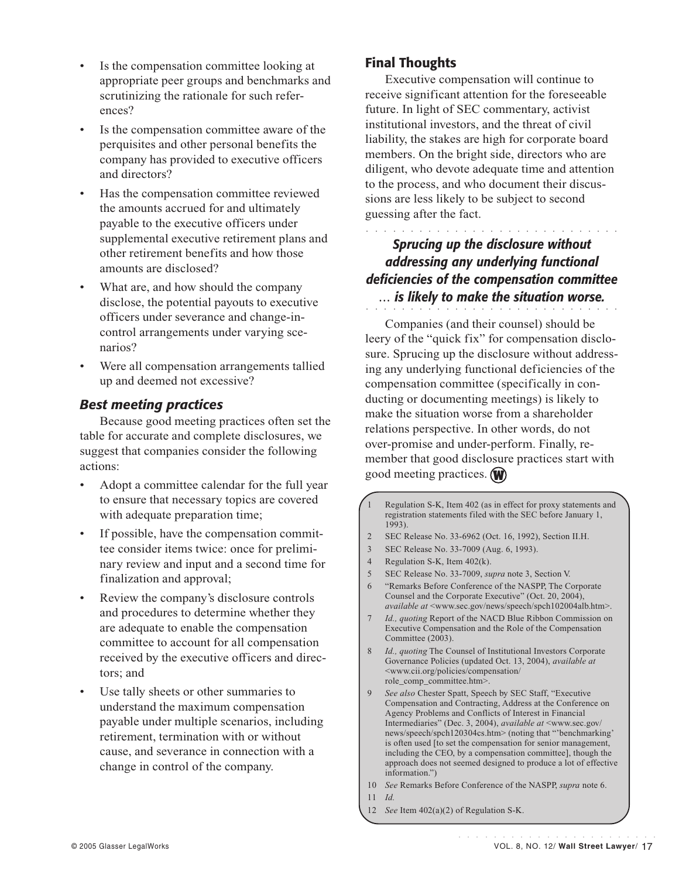- Is the compensation committee looking at appropriate peer groups and benchmarks and scrutinizing the rationale for such references?
- Is the compensation committee aware of the perquisites and other personal benefits the company has provided to executive officers and directors?
- Has the compensation committee reviewed the amounts accrued for and ultimately payable to the executive officers under supplemental executive retirement plans and other retirement benefits and how those amounts are disclosed?
- What are, and how should the company disclose, the potential payouts to executive officers under severance and change-in-control arrangements under varying scenarios?
- Were all compensation arrangements tallied up and deemed not excessive?

### *Best meeting practices*

Because good meeting practices often set the table for accurate and complete disclosures, we suggest that companies consider the following actions:

- Adopt a committee calendar for the full year to ensure that necessary topics are covered with adequate preparation time;
- If possible, have the compensation committee consider items twice: once for preliminary review and input and a second time for finalization and approval;
- Review the company's disclosure controls and procedures to determine whether they are adequate to enable the compensation committee to account for all compensation received by the executive officers and directors; and
- Use tally sheets or other summaries to understand the maximum compensation payable under multiple scenarios, including retirement, termination with or without cause, and severance in connection with a change in control of the company.

## Final Thoughts

Executive compensation will continue to receive significant attention for the foreseeable future. In light of SEC commentary, activist institutional investors, and the threat of civil liability, the stakes are high for corporate board members. On the bright side, directors who are diligent, who devote adequate time and attention to the process, and who document their discussions are less likely to be subject to second guessing after the fact.

> ***Sprucing up the disclosure without addressing any underlying functional deficiencies of the compensation committee … is likely to make the situation worse.***

Companies (and their counsel) should be leery of the "quick fix" for compensation disclosure. Sprucing up the disclosure without addressing any underlying functional deficiencies of the compensation committee (specifically in conducting or documenting meetings) is likely to make the situation worse from a shareholder relations perspective. In other words, do not over-promise and under-perform. Finally, remember that good disclosure practices start with good meeting practices.

1 Regulation S-K, Item 402 (as in effect for proxy statements and registration statements filed with the SEC before January 1, 1993).

2 SEC Release No. 33-6962 (Oct. 16, 1992), Section II.H.

3 SEC Release No. 33-7009 (Aug. 6, 1993).

4 Regulation S-K, Item 402(k).

5 SEC Release No. 33-7009, *supra* note 3, Section V.

6 "Remarks Before Conference of the NASPP, The Corporate Counsel and the Corporate Executive" (Oct. 20, 2004), *available at* <www.sec.gov/news/speech/spch102004alb.htm>.

7 *Id., quoting* Report of the NACD Blue Ribbon Commission on Executive Compensation and the Role of the Compensation Committee (2003).

8 *Id., quoting* The Counsel of Institutional Investors Corporate Governance Policies (updated Oct. 13, 2004), *available at* <www.cii.org/policies/compensation/role_comp_committee.htm>.

9 *See also* Chester Spatt, Speech by SEC Staff, "Executive Compensation and Contracting, Address at the Conference on Agency Problems and Conflicts of Interest in Financial Intermediaries" (Dec. 3, 2004), *available at* <www.sec.gov/news/speech/spch120304cs.htm> (noting that "'benchmarking' is often used [to set the compensation for senior management, including the CEO, by a compensation committee], though the approach does not seemed designed to produce a lot of effective information.")

10 *See* Remarks Before Conference of the NASPP, *supra* note 6.

11 *Id.*

12 *See* Item 402(a)(2) of Regulation S-K.